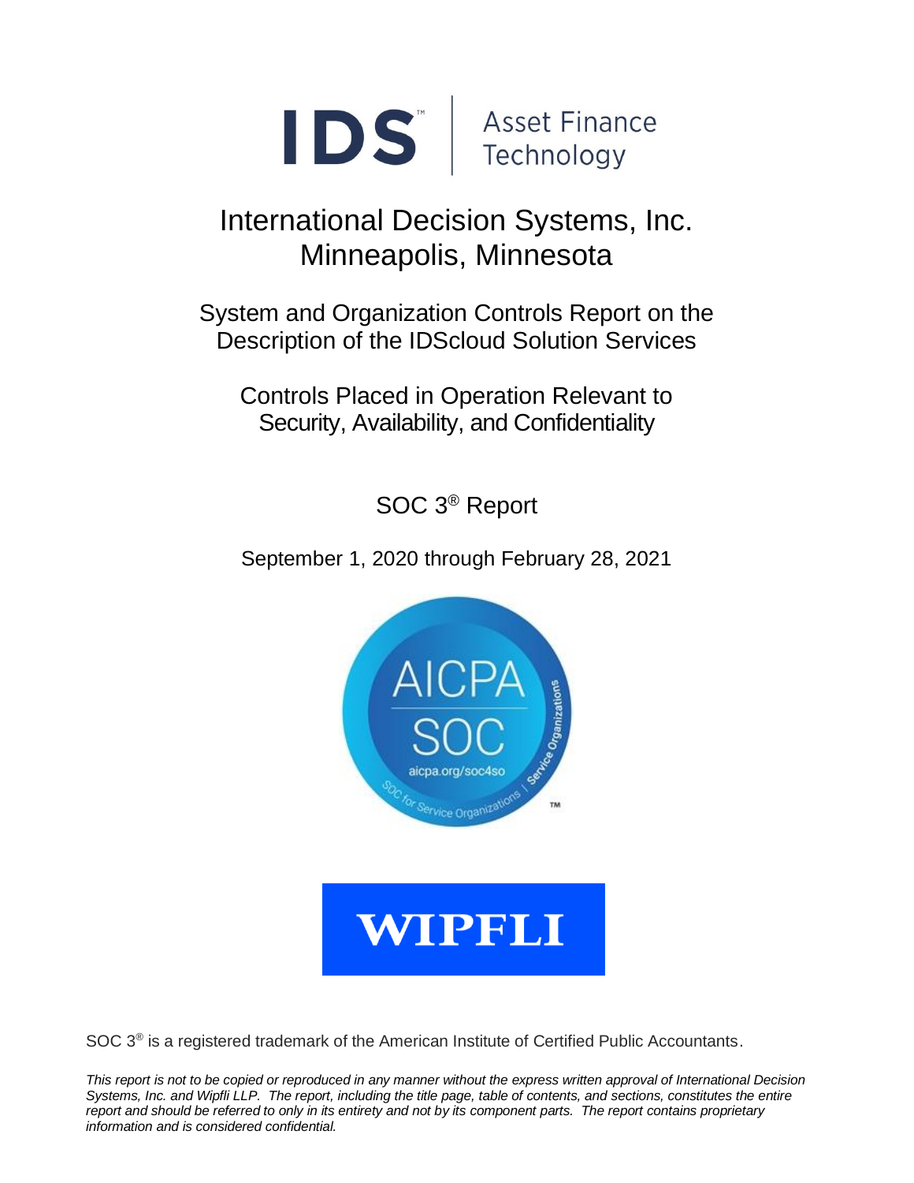IDS™ | Asset Finance Technology

# International Decision Systems, Inc.
# Minneapolis, Minnesota

## System and Organization Controls Report on the Description of the IDScloud Solution Services

## Controls Placed in Operation Relevant to Security, Availability, and Confidentiality

## SOC 3® Report

September 1, 2020 through February 28, 2021

AICPA SOC

aicpa.org/soc4so

SOC for Service Organizations | Service Organizations ™

WIPFLI

SOC 3® is a registered trademark of the American Institute of Certified Public Accountants.

*This report is not to be copied or reproduced in any manner without the express written approval of International Decision Systems, Inc. and Wipfli LLP. The report, including the title page, table of contents, and sections, constitutes the entire report and should be referred to only in its entirety and not by its component parts. The report contains proprietary information and is considered confidential.*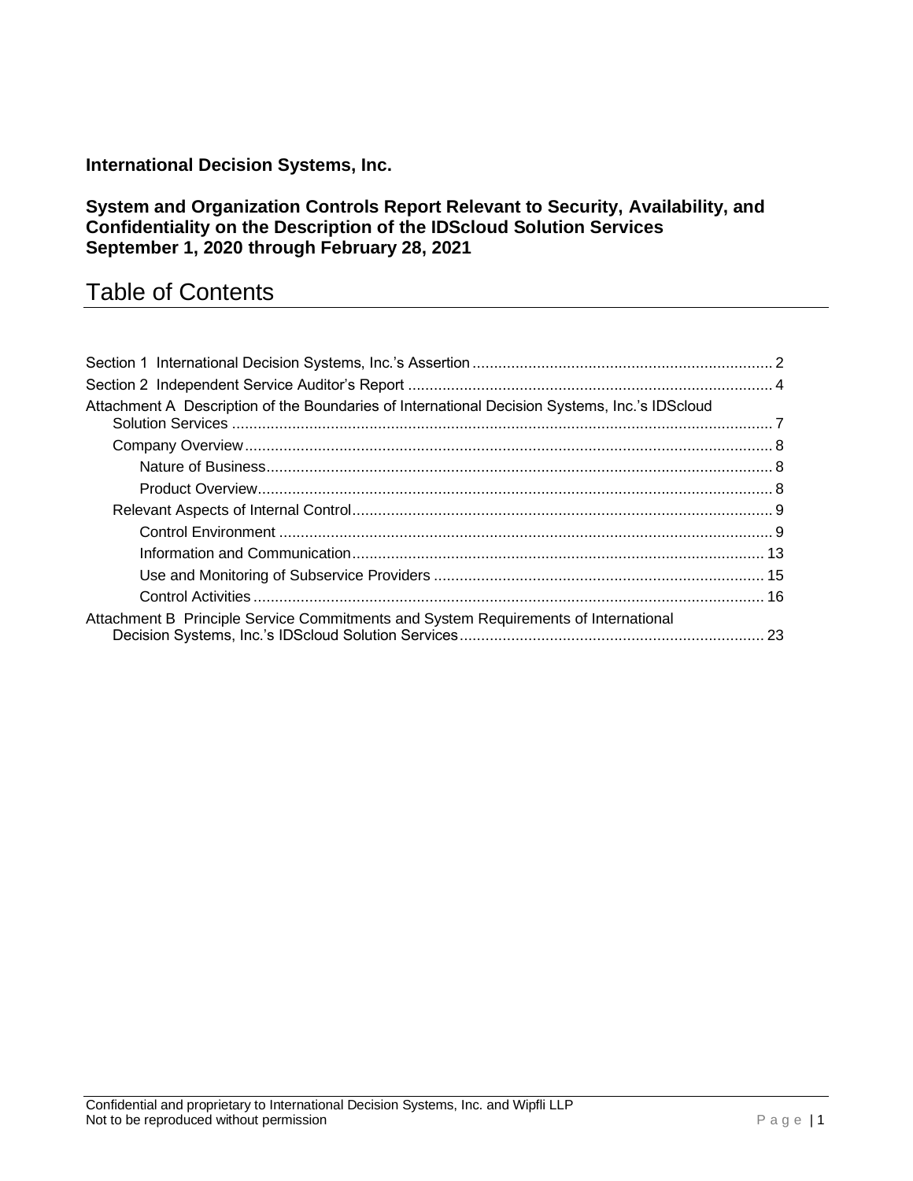**International Decision Systems, Inc.**

**System and Organization Controls Report Relevant to Security, Availability, and Confidentiality on the Description of the IDScloud Solution Services**
**September 1, 2020 through February 28, 2021**

# Table of Contents

Section 1 International Decision Systems, Inc.'s Assertion ..... 2

Section 2 Independent Service Auditor's Report ..... 4

Attachment A Description of the Boundaries of International Decision Systems, Inc.'s IDScloud Solution Services ..... 7

- Company Overview ..... 8
  - Nature of Business ..... 8
  - Product Overview ..... 8
- Relevant Aspects of Internal Control ..... 9
  - Control Environment ..... 9
  - Information and Communication ..... 13
  - Use and Monitoring of Subservice Providers ..... 15
  - Control Activities ..... 16

Attachment B Principle Service Commitments and System Requirements of International Decision Systems, Inc.'s IDScloud Solution Services ..... 23

Confidential and proprietary to International Decision Systems, Inc. and Wipfli LLP
Not to be reproduced without permission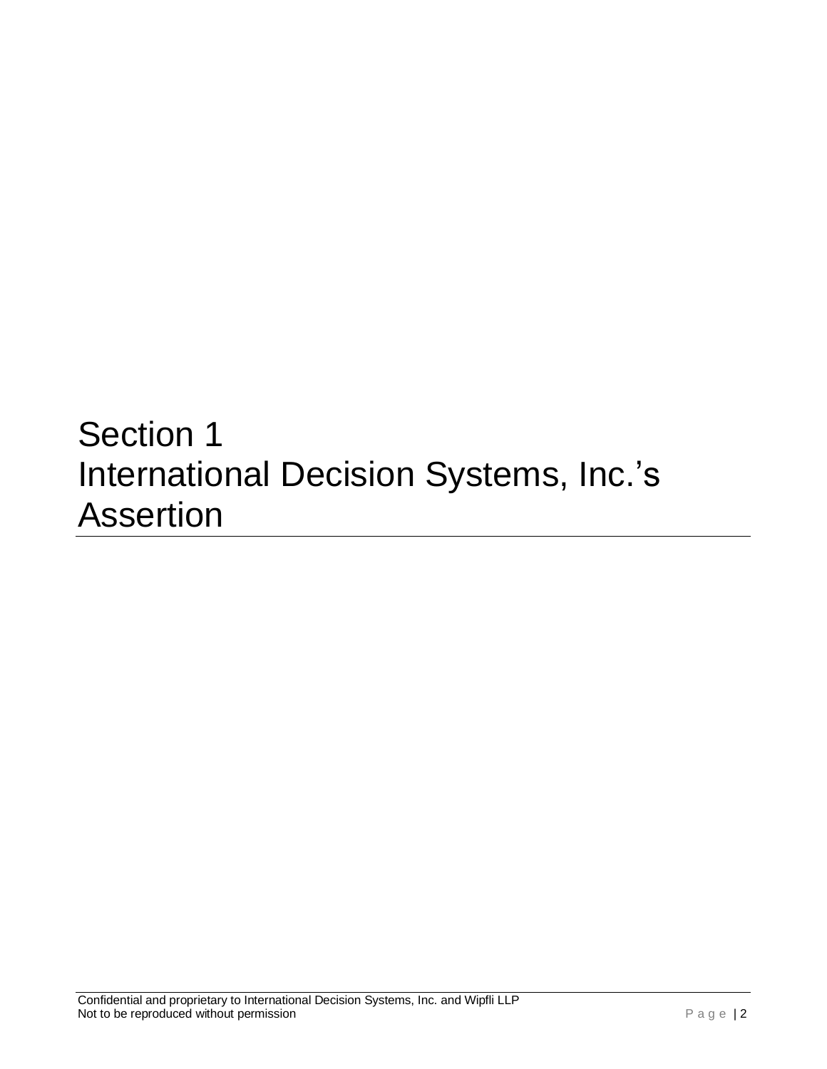# Section 1
# International Decision Systems, Inc.'s Assertion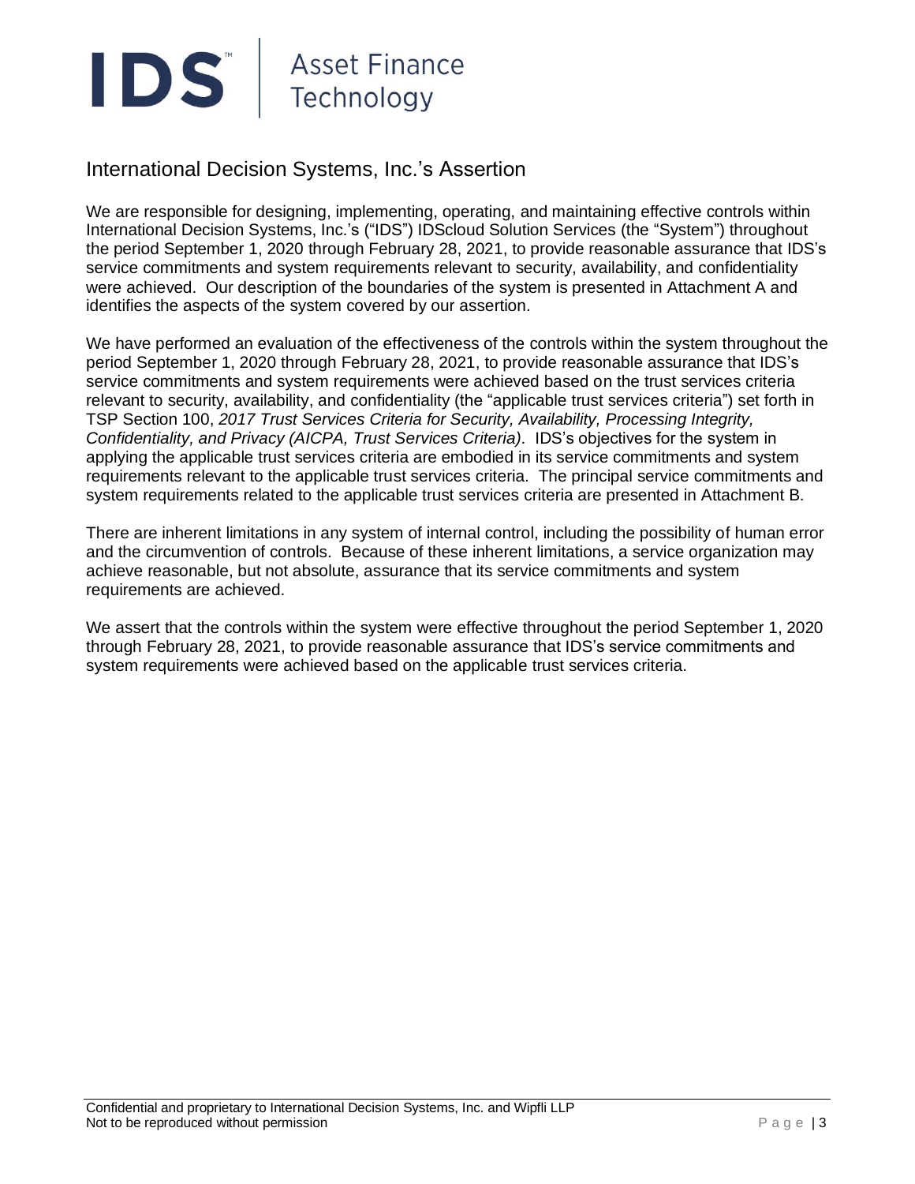# International Decision Systems, Inc.'s Assertion

We are responsible for designing, implementing, operating, and maintaining effective controls within International Decision Systems, Inc.'s ("IDS") IDScloud Solution Services (the "System") throughout the period September 1, 2020 through February 28, 2021, to provide reasonable assurance that IDS's service commitments and system requirements relevant to security, availability, and confidentiality were achieved. Our description of the boundaries of the system is presented in Attachment A and identifies the aspects of the system covered by our assertion.

We have performed an evaluation of the effectiveness of the controls within the system throughout the period September 1, 2020 through February 28, 2021, to provide reasonable assurance that IDS's service commitments and system requirements were achieved based on the trust services criteria relevant to security, availability, and confidentiality (the "applicable trust services criteria") set forth in TSP Section 100, *2017 Trust Services Criteria for Security, Availability, Processing Integrity, Confidentiality, and Privacy (AICPA, Trust Services Criteria)*. IDS's objectives for the system in applying the applicable trust services criteria are embodied in its service commitments and system requirements relevant to the applicable trust services criteria. The principal service commitments and system requirements related to the applicable trust services criteria are presented in Attachment B.

There are inherent limitations in any system of internal control, including the possibility of human error and the circumvention of controls. Because of these inherent limitations, a service organization may achieve reasonable, but not absolute, assurance that its service commitments and system requirements are achieved.

We assert that the controls within the system were effective throughout the period September 1, 2020 through February 28, 2021, to provide reasonable assurance that IDS's service commitments and system requirements were achieved based on the applicable trust services criteria.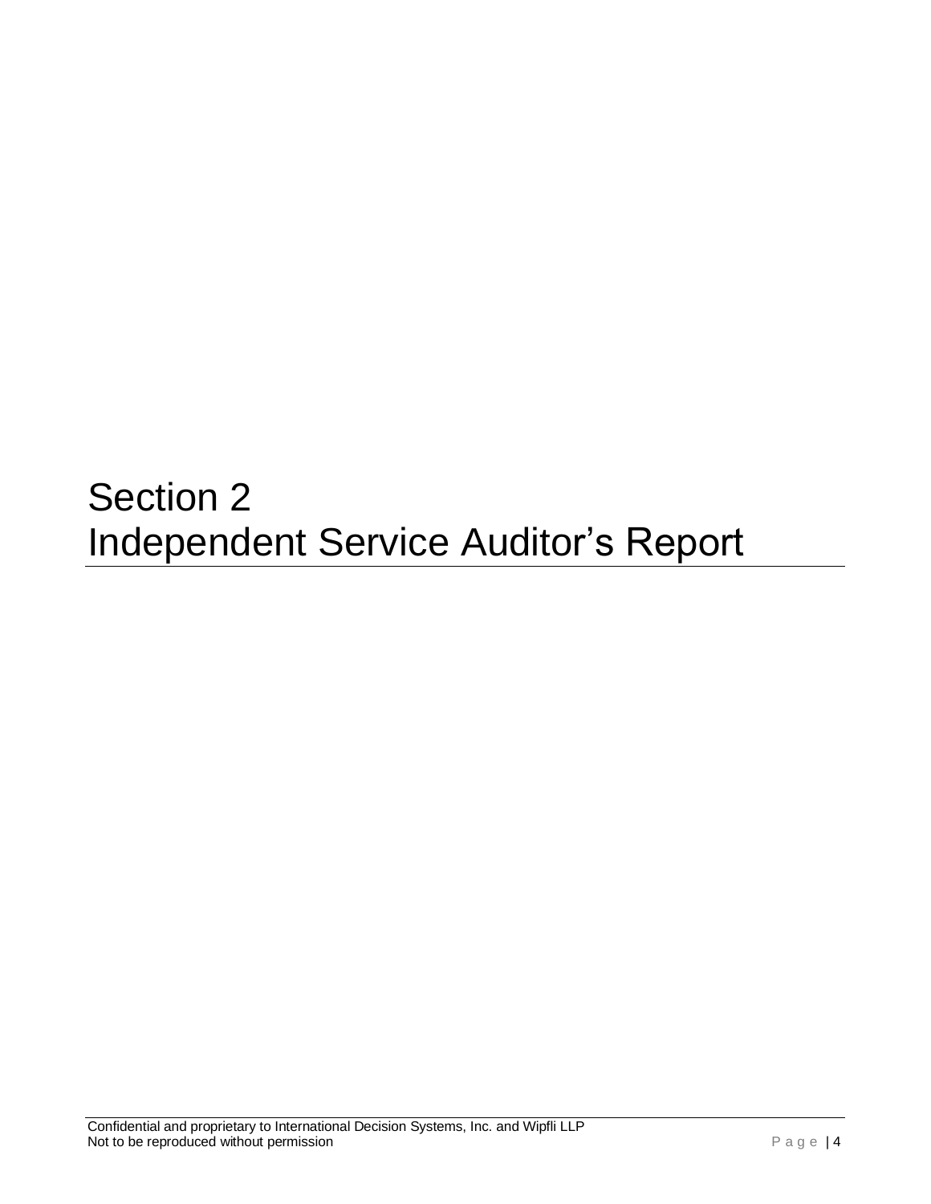# Section 2
# Independent Service Auditor’s Report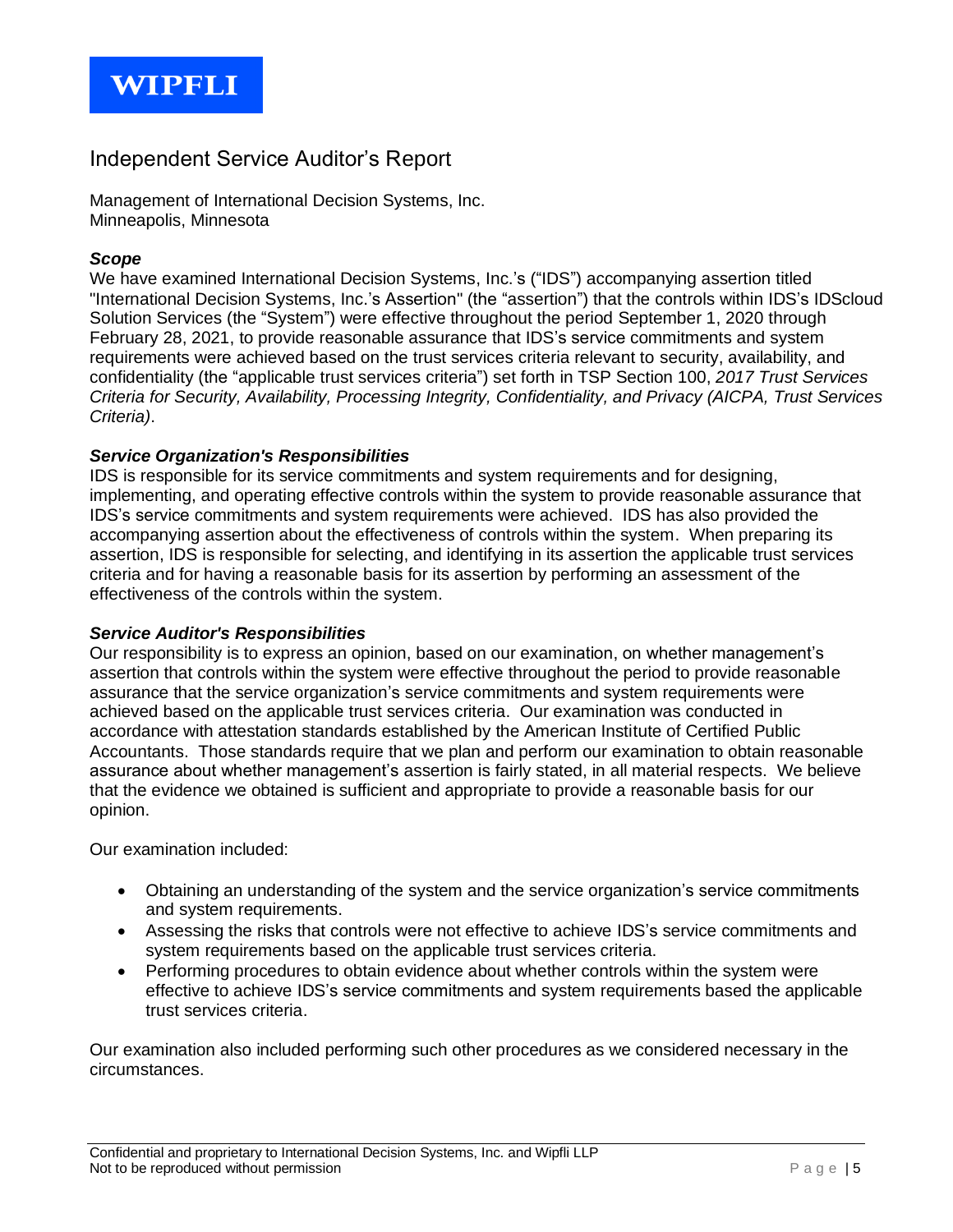WIPFLI

# Independent Service Auditor's Report

Management of International Decision Systems, Inc.
Minneapolis, Minnesota

### *Scope*

We have examined International Decision Systems, Inc.'s ("IDS") accompanying assertion titled "International Decision Systems, Inc.'s Assertion" (the "assertion") that the controls within IDS's IDScloud Solution Services (the "System") were effective throughout the period September 1, 2020 through February 28, 2021, to provide reasonable assurance that IDS's service commitments and system requirements were achieved based on the trust services criteria relevant to security, availability, and confidentiality (the "applicable trust services criteria") set forth in TSP Section 100, *2017 Trust Services Criteria for Security, Availability, Processing Integrity, Confidentiality, and Privacy (AICPA, Trust Services Criteria)*.

### *Service Organization's Responsibilities*

IDS is responsible for its service commitments and system requirements and for designing, implementing, and operating effective controls within the system to provide reasonable assurance that IDS's service commitments and system requirements were achieved. IDS has also provided the accompanying assertion about the effectiveness of controls within the system. When preparing its assertion, IDS is responsible for selecting, and identifying in its assertion the applicable trust services criteria and for having a reasonable basis for its assertion by performing an assessment of the effectiveness of the controls within the system.

### *Service Auditor's Responsibilities*

Our responsibility is to express an opinion, based on our examination, on whether management's assertion that controls within the system were effective throughout the period to provide reasonable assurance that the service organization's service commitments and system requirements were achieved based on the applicable trust services criteria. Our examination was conducted in accordance with attestation standards established by the American Institute of Certified Public Accountants. Those standards require that we plan and perform our examination to obtain reasonable assurance about whether management's assertion is fairly stated, in all material respects. We believe that the evidence we obtained is sufficient and appropriate to provide a reasonable basis for our opinion.

Our examination included:

- Obtaining an understanding of the system and the service organization's service commitments and system requirements.
- Assessing the risks that controls were not effective to achieve IDS's service commitments and system requirements based on the applicable trust services criteria.
- Performing procedures to obtain evidence about whether controls within the system were effective to achieve IDS's service commitments and system requirements based the applicable trust services criteria.

Our examination also included performing such other procedures as we considered necessary in the circumstances.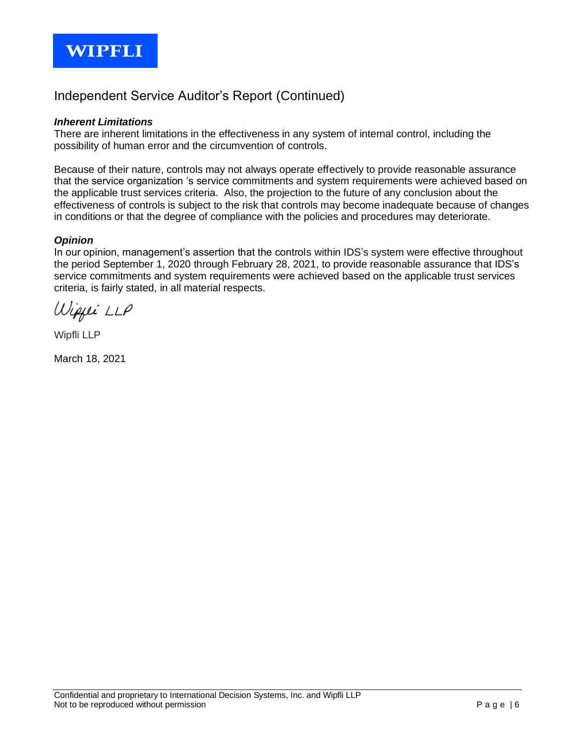## Independent Service Auditor's Report (Continued)

### *Inherent Limitations*

There are inherent limitations in the effectiveness in any system of internal control, including the possibility of human error and the circumvention of controls.

Because of their nature, controls may not always operate effectively to provide reasonable assurance that the service organization 's service commitments and system requirements were achieved based on the applicable trust services criteria. Also, the projection to the future of any conclusion about the effectiveness of controls is subject to the risk that controls may become inadequate because of changes in conditions or that the degree of compliance with the policies and procedures may deteriorate.

### *Opinion*

In our opinion, management's assertion that the controls within IDS's system were effective throughout the period September 1, 2020 through February 28, 2021, to provide reasonable assurance that IDS's service commitments and system requirements were achieved based on the applicable trust services criteria, is fairly stated, in all material respects.

*Wipfli LLP*

Wipfli LLP

March 18, 2021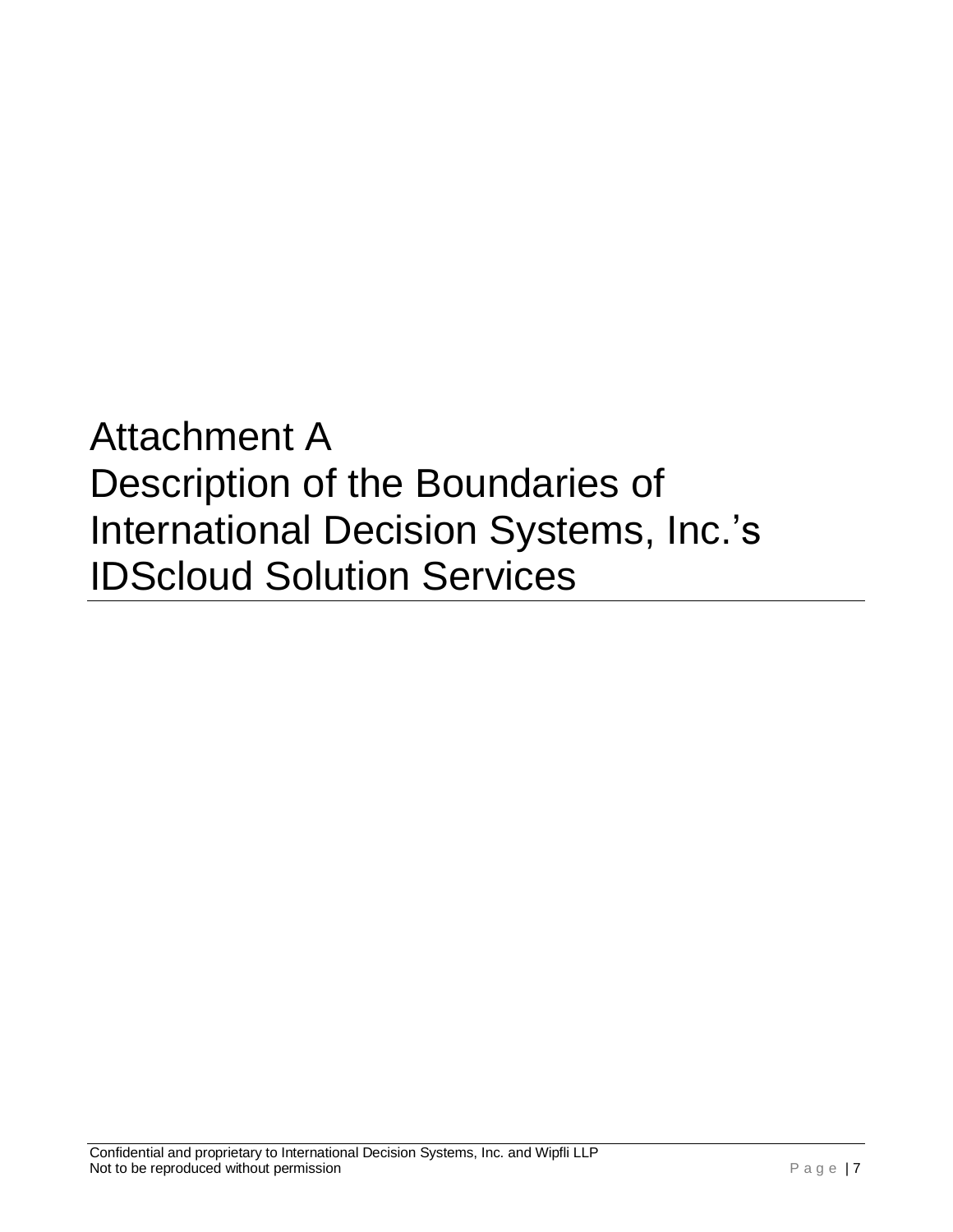# Attachment A
# Description of the Boundaries of International Decision Systems, Inc.'s IDScloud Solution Services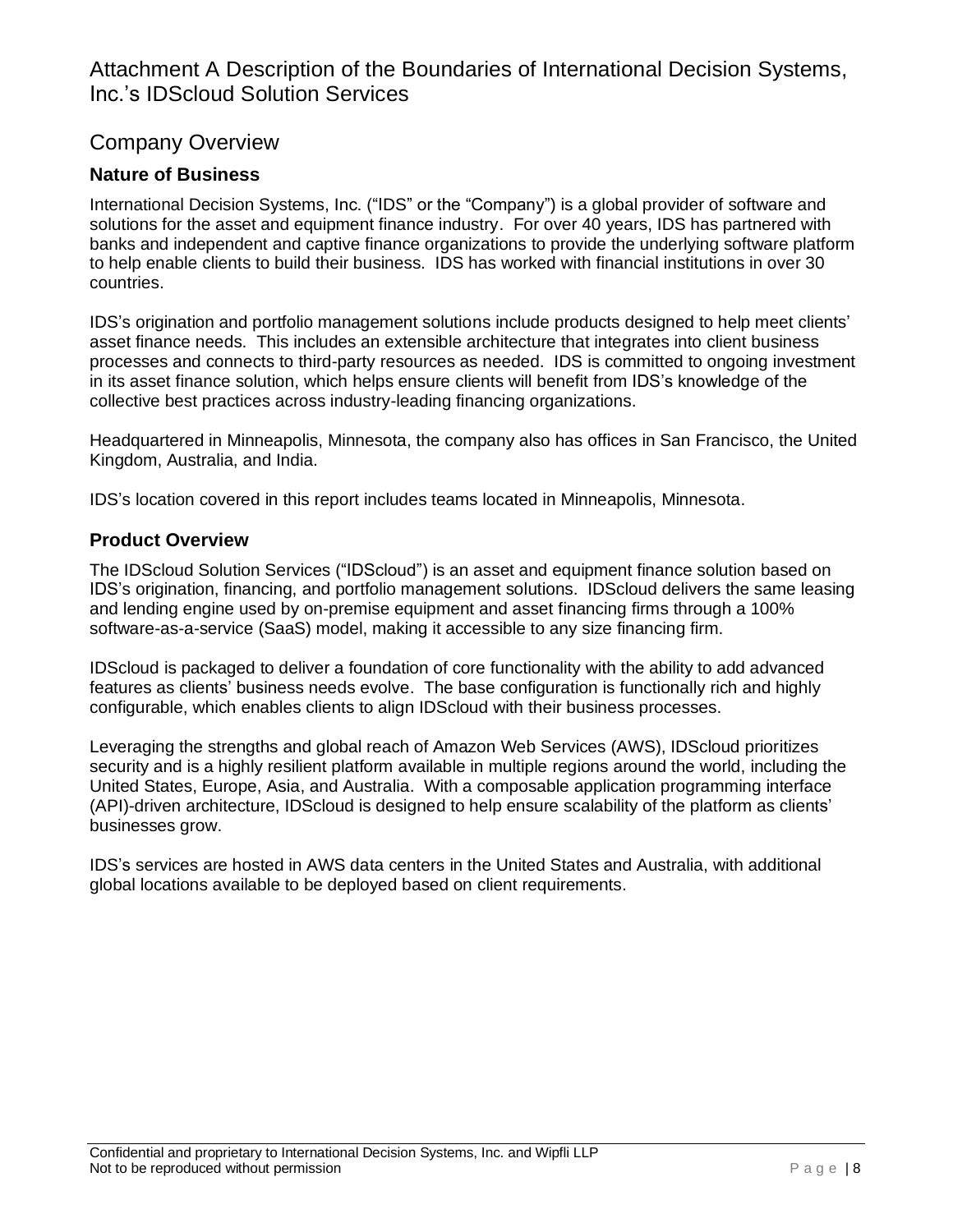# Attachment A Description of the Boundaries of International Decision Systems, Inc.'s IDScloud Solution Services

## Company Overview

### Nature of Business

International Decision Systems, Inc. ("IDS" or the "Company") is a global provider of software and solutions for the asset and equipment finance industry. For over 40 years, IDS has partnered with banks and independent and captive finance organizations to provide the underlying software platform to help enable clients to build their business. IDS has worked with financial institutions in over 30 countries.

IDS's origination and portfolio management solutions include products designed to help meet clients' asset finance needs. This includes an extensible architecture that integrates into client business processes and connects to third-party resources as needed. IDS is committed to ongoing investment in its asset finance solution, which helps ensure clients will benefit from IDS's knowledge of the collective best practices across industry-leading financing organizations.

Headquartered in Minneapolis, Minnesota, the company also has offices in San Francisco, the United Kingdom, Australia, and India.

IDS's location covered in this report includes teams located in Minneapolis, Minnesota.

### Product Overview

The IDScloud Solution Services ("IDScloud") is an asset and equipment finance solution based on IDS's origination, financing, and portfolio management solutions. IDScloud delivers the same leasing and lending engine used by on-premise equipment and asset financing firms through a 100% software-as-a-service (SaaS) model, making it accessible to any size financing firm.

IDScloud is packaged to deliver a foundation of core functionality with the ability to add advanced features as clients' business needs evolve. The base configuration is functionally rich and highly configurable, which enables clients to align IDScloud with their business processes.

Leveraging the strengths and global reach of Amazon Web Services (AWS), IDScloud prioritizes security and is a highly resilient platform available in multiple regions around the world, including the United States, Europe, Asia, and Australia. With a composable application programming interface (API)-driven architecture, IDScloud is designed to help ensure scalability of the platform as clients' businesses grow.

IDS's services are hosted in AWS data centers in the United States and Australia, with additional global locations available to be deployed based on client requirements.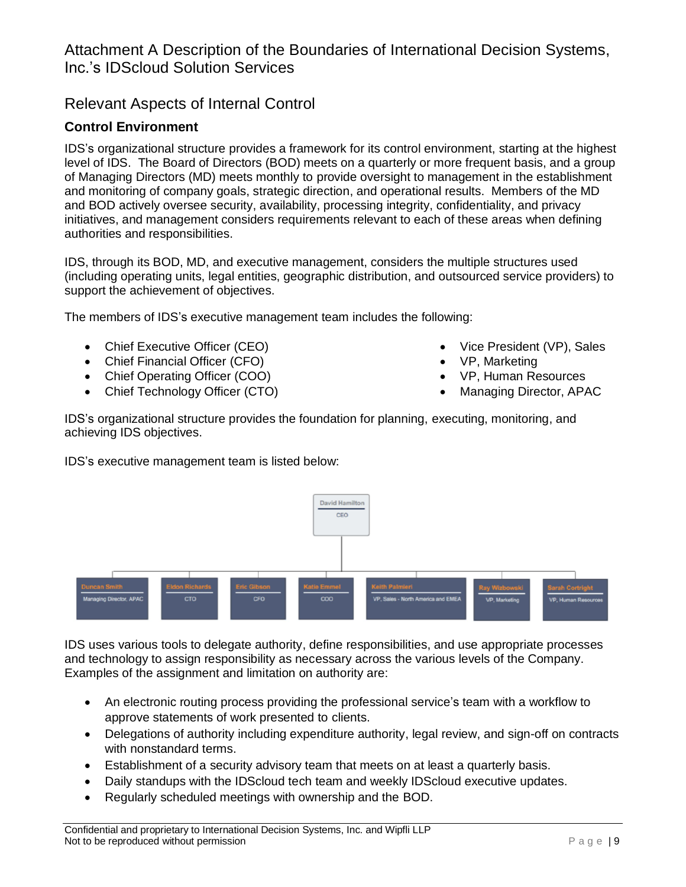# Attachment A Description of the Boundaries of International Decision Systems, Inc.'s IDScloud Solution Services

## Relevant Aspects of Internal Control

### Control Environment

IDS's organizational structure provides a framework for its control environment, starting at the highest level of IDS. The Board of Directors (BOD) meets on a quarterly or more frequent basis, and a group of Managing Directors (MD) meets monthly to provide oversight to management in the establishment and monitoring of company goals, strategic direction, and operational results. Members of the MD and BOD actively oversee security, availability, processing integrity, confidentiality, and privacy initiatives, and management considers requirements relevant to each of these areas when defining authorities and responsibilities.

IDS, through its BOD, MD, and executive management, considers the multiple structures used (including operating units, legal entities, geographic distribution, and outsourced service providers) to support the achievement of objectives.

The members of IDS's executive management team includes the following:

- Chief Executive Officer (CEO)
- Chief Financial Officer (CFO)
- Chief Operating Officer (COO)
- Chief Technology Officer (CTO)
- Vice President (VP), Sales
- VP, Marketing
- VP, Human Resources
- Managing Director, APAC

IDS's organizational structure provides the foundation for planning, executing, monitoring, and achieving IDS objectives.

IDS's executive management team is listed below:

David Hamilton – CEO

- Duncan Smith – Managing Director, APAC
- Eldon Richards – CTO
- Eric Gibson – CFO
- Katie Emmel – COO
- Keith Palmieri – VP, Sales - North America and EMEA
- Ray Wizbowski – VP, Marketing
- Sarah Cortright – VP, Human Resources

IDS uses various tools to delegate authority, define responsibilities, and use appropriate processes and technology to assign responsibility as necessary across the various levels of the Company. Examples of the assignment and limitation on authority are:

- An electronic routing process providing the professional service's team with a workflow to approve statements of work presented to clients.
- Delegations of authority including expenditure authority, legal review, and sign-off on contracts with nonstandard terms.
- Establishment of a security advisory team that meets on at least a quarterly basis.
- Daily standups with the IDScloud tech team and weekly IDScloud executive updates.
- Regularly scheduled meetings with ownership and the BOD.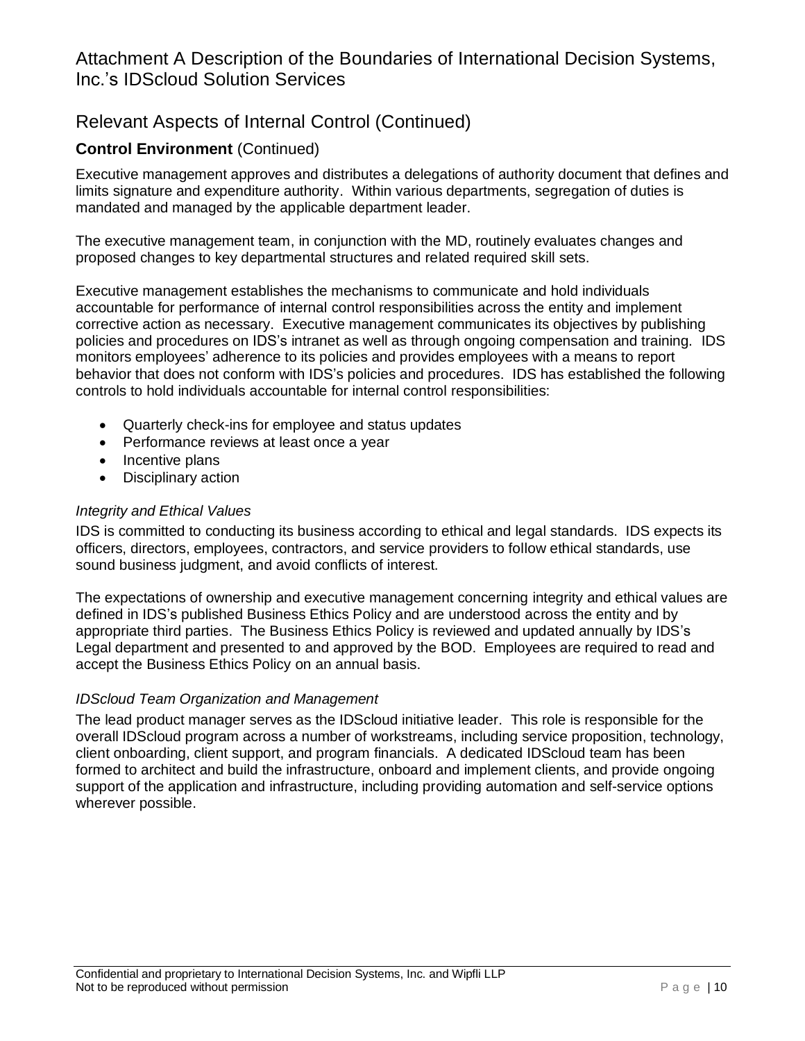# Attachment A Description of the Boundaries of International Decision Systems, Inc.'s IDScloud Solution Services

## Relevant Aspects of Internal Control (Continued)

### **Control Environment** (Continued)

Executive management approves and distributes a delegations of authority document that defines and limits signature and expenditure authority. Within various departments, segregation of duties is mandated and managed by the applicable department leader.

The executive management team, in conjunction with the MD, routinely evaluates changes and proposed changes to key departmental structures and related required skill sets.

Executive management establishes the mechanisms to communicate and hold individuals accountable for performance of internal control responsibilities across the entity and implement corrective action as necessary. Executive management communicates its objectives by publishing policies and procedures on IDS's intranet as well as through ongoing compensation and training. IDS monitors employees' adherence to its policies and provides employees with a means to report behavior that does not conform with IDS's policies and procedures. IDS has established the following controls to hold individuals accountable for internal control responsibilities:

- Quarterly check-ins for employee and status updates
- Performance reviews at least once a year
- Incentive plans
- Disciplinary action

*Integrity and Ethical Values*

IDS is committed to conducting its business according to ethical and legal standards. IDS expects its officers, directors, employees, contractors, and service providers to follow ethical standards, use sound business judgment, and avoid conflicts of interest.

The expectations of ownership and executive management concerning integrity and ethical values are defined in IDS's published Business Ethics Policy and are understood across the entity and by appropriate third parties. The Business Ethics Policy is reviewed and updated annually by IDS's Legal department and presented to and approved by the BOD. Employees are required to read and accept the Business Ethics Policy on an annual basis.

*IDScloud Team Organization and Management*

The lead product manager serves as the IDScloud initiative leader. This role is responsible for the overall IDScloud program across a number of workstreams, including service proposition, technology, client onboarding, client support, and program financials. A dedicated IDScloud team has been formed to architect and build the infrastructure, onboard and implement clients, and provide ongoing support of the application and infrastructure, including providing automation and self-service options wherever possible.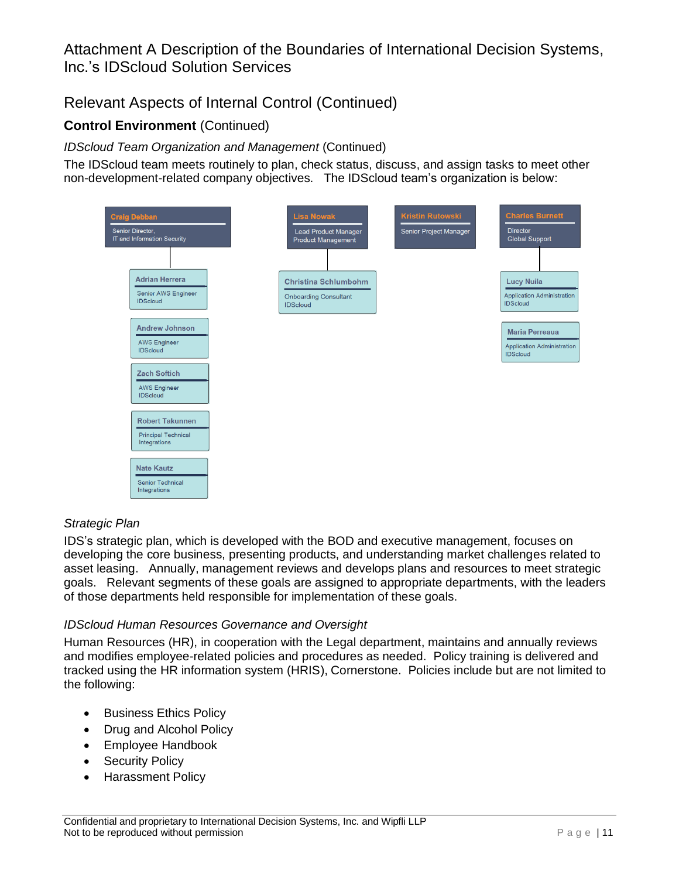# Attachment A Description of the Boundaries of International Decision Systems, Inc.'s IDScloud Solution Services

## Relevant Aspects of Internal Control (Continued)

### **Control Environment** (Continued)

*IDScloud Team Organization and Management* (Continued)

The IDScloud team meets routinely to plan, check status, discuss, and assign tasks to meet other non-development-related company objectives. The IDScloud team's organization is below:

Craig Debban
Senior Director,
IT and Information Security

Adrian Herrera
Senior AWS Engineer
IDScloud

Andrew Johnson
AWS Engineer
IDScloud

Zach Softich
AWS Engineer
IDScloud

Robert Takunnen
Principal Technical
Integrations

Nate Kautz
Senior Technical
Integrations

Lisa Nowak
Lead Product Manager
Product Management

Christina Schlumbohm
Onboarding Consultant
IDScloud

Kristin Rutowski
Senior Project Manager

Charles Burnett
Director
Global Support

Lucy Nuila
Application Administration
IDScloud

Maria Perreaua
Application Administration
IDScloud

*Strategic Plan*

IDS's strategic plan, which is developed with the BOD and executive management, focuses on developing the core business, presenting products, and understanding market challenges related to asset leasing. Annually, management reviews and develops plans and resources to meet strategic goals. Relevant segments of these goals are assigned to appropriate departments, with the leaders of those departments held responsible for implementation of these goals.

*IDScloud Human Resources Governance and Oversight*

Human Resources (HR), in cooperation with the Legal department, maintains and annually reviews and modifies employee-related policies and procedures as needed. Policy training is delivered and tracked using the HR information system (HRIS), Cornerstone. Policies include but are not limited to the following:

- Business Ethics Policy
- Drug and Alcohol Policy
- Employee Handbook
- Security Policy
- Harassment Policy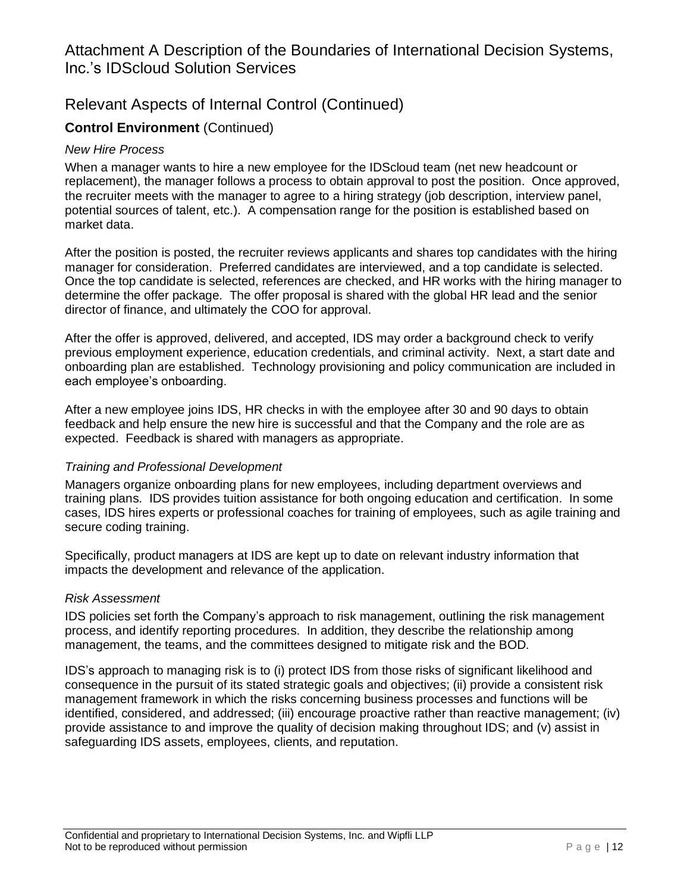# Attachment A Description of the Boundaries of International Decision Systems, Inc.'s IDScloud Solution Services

## Relevant Aspects of Internal Control (Continued)

### **Control Environment** (Continued)

*New Hire Process*

When a manager wants to hire a new employee for the IDScloud team (net new headcount or replacement), the manager follows a process to obtain approval to post the position. Once approved, the recruiter meets with the manager to agree to a hiring strategy (job description, interview panel, potential sources of talent, etc.). A compensation range for the position is established based on market data.

After the position is posted, the recruiter reviews applicants and shares top candidates with the hiring manager for consideration. Preferred candidates are interviewed, and a top candidate is selected. Once the top candidate is selected, references are checked, and HR works with the hiring manager to determine the offer package. The offer proposal is shared with the global HR lead and the senior director of finance, and ultimately the COO for approval.

After the offer is approved, delivered, and accepted, IDS may order a background check to verify previous employment experience, education credentials, and criminal activity. Next, a start date and onboarding plan are established. Technology provisioning and policy communication are included in each employee's onboarding.

After a new employee joins IDS, HR checks in with the employee after 30 and 90 days to obtain feedback and help ensure the new hire is successful and that the Company and the role are as expected. Feedback is shared with managers as appropriate.

*Training and Professional Development*

Managers organize onboarding plans for new employees, including department overviews and training plans. IDS provides tuition assistance for both ongoing education and certification. In some cases, IDS hires experts or professional coaches for training of employees, such as agile training and secure coding training.

Specifically, product managers at IDS are kept up to date on relevant industry information that impacts the development and relevance of the application.

*Risk Assessment*

IDS policies set forth the Company's approach to risk management, outlining the risk management process, and identify reporting procedures. In addition, they describe the relationship among management, the teams, and the committees designed to mitigate risk and the BOD.

IDS's approach to managing risk is to (i) protect IDS from those risks of significant likelihood and consequence in the pursuit of its stated strategic goals and objectives; (ii) provide a consistent risk management framework in which the risks concerning business processes and functions will be identified, considered, and addressed; (iii) encourage proactive rather than reactive management; (iv) provide assistance to and improve the quality of decision making throughout IDS; and (v) assist in safeguarding IDS assets, employees, clients, and reputation.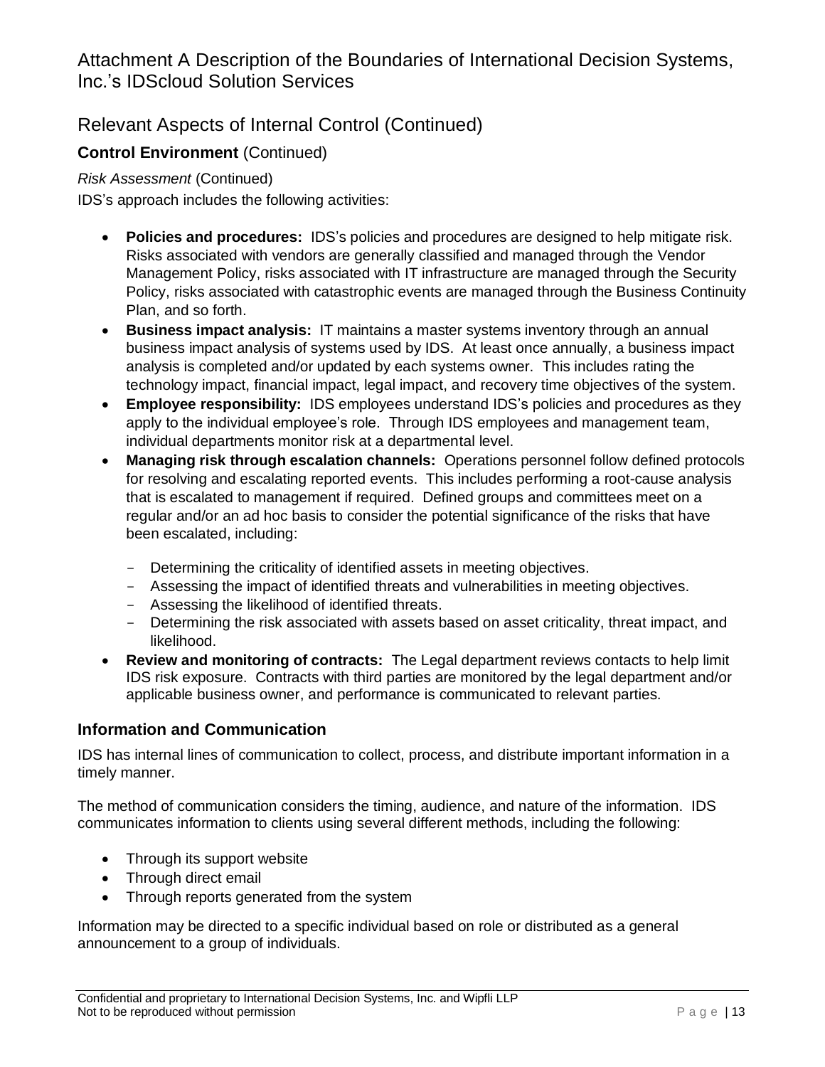# Attachment A Description of the Boundaries of International Decision Systems, Inc.'s IDScloud Solution Services

## Relevant Aspects of Internal Control (Continued)

### Control Environment (Continued)

*Risk Assessment* (Continued)

IDS's approach includes the following activities:

- **Policies and procedures:** IDS's policies and procedures are designed to help mitigate risk. Risks associated with vendors are generally classified and managed through the Vendor Management Policy, risks associated with IT infrastructure are managed through the Security Policy, risks associated with catastrophic events are managed through the Business Continuity Plan, and so forth.
- **Business impact analysis:** IT maintains a master systems inventory through an annual business impact analysis of systems used by IDS. At least once annually, a business impact analysis is completed and/or updated by each systems owner. This includes rating the technology impact, financial impact, legal impact, and recovery time objectives of the system.
- **Employee responsibility:** IDS employees understand IDS's policies and procedures as they apply to the individual employee's role. Through IDS employees and management team, individual departments monitor risk at a departmental level.
- **Managing risk through escalation channels:** Operations personnel follow defined protocols for resolving and escalating reported events. This includes performing a root-cause analysis that is escalated to management if required. Defined groups and committees meet on a regular and/or an ad hoc basis to consider the potential significance of the risks that have been escalated, including:
    - Determining the criticality of identified assets in meeting objectives.
    - Assessing the impact of identified threats and vulnerabilities in meeting objectives.
    - Assessing the likelihood of identified threats.
    - Determining the risk associated with assets based on asset criticality, threat impact, and likelihood.
- **Review and monitoring of contracts:** The Legal department reviews contacts to help limit IDS risk exposure. Contracts with third parties are monitored by the legal department and/or applicable business owner, and performance is communicated to relevant parties.

### Information and Communication

IDS has internal lines of communication to collect, process, and distribute important information in a timely manner.

The method of communication considers the timing, audience, and nature of the information. IDS communicates information to clients using several different methods, including the following:

- Through its support website
- Through direct email
- Through reports generated from the system

Information may be directed to a specific individual based on role or distributed as a general announcement to a group of individuals.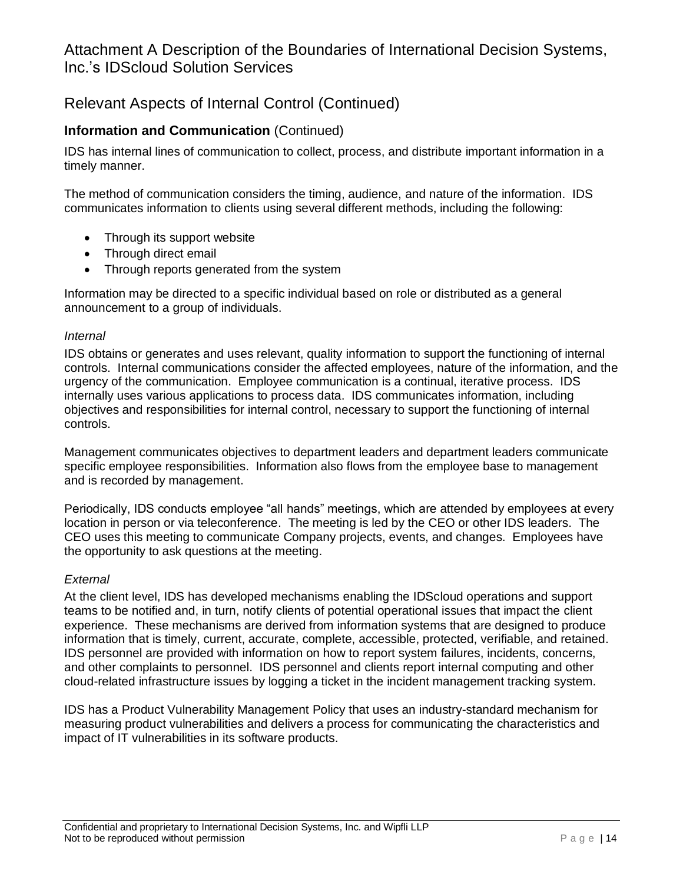# Attachment A Description of the Boundaries of International Decision Systems, Inc.'s IDScloud Solution Services

## Relevant Aspects of Internal Control (Continued)

### **Information and Communication** (Continued)

IDS has internal lines of communication to collect, process, and distribute important information in a timely manner.

The method of communication considers the timing, audience, and nature of the information. IDS communicates information to clients using several different methods, including the following:

- Through its support website
- Through direct email
- Through reports generated from the system

Information may be directed to a specific individual based on role or distributed as a general announcement to a group of individuals.

*Internal*

IDS obtains or generates and uses relevant, quality information to support the functioning of internal controls. Internal communications consider the affected employees, nature of the information, and the urgency of the communication. Employee communication is a continual, iterative process. IDS internally uses various applications to process data. IDS communicates information, including objectives and responsibilities for internal control, necessary to support the functioning of internal controls.

Management communicates objectives to department leaders and department leaders communicate specific employee responsibilities. Information also flows from the employee base to management and is recorded by management.

Periodically, IDS conducts employee "all hands" meetings, which are attended by employees at every location in person or via teleconference. The meeting is led by the CEO or other IDS leaders. The CEO uses this meeting to communicate Company projects, events, and changes. Employees have the opportunity to ask questions at the meeting.

*External*

At the client level, IDS has developed mechanisms enabling the IDScloud operations and support teams to be notified and, in turn, notify clients of potential operational issues that impact the client experience. These mechanisms are derived from information systems that are designed to produce information that is timely, current, accurate, complete, accessible, protected, verifiable, and retained. IDS personnel are provided with information on how to report system failures, incidents, concerns, and other complaints to personnel. IDS personnel and clients report internal computing and other cloud-related infrastructure issues by logging a ticket in the incident management tracking system.

IDS has a Product Vulnerability Management Policy that uses an industry-standard mechanism for measuring product vulnerabilities and delivers a process for communicating the characteristics and impact of IT vulnerabilities in its software products.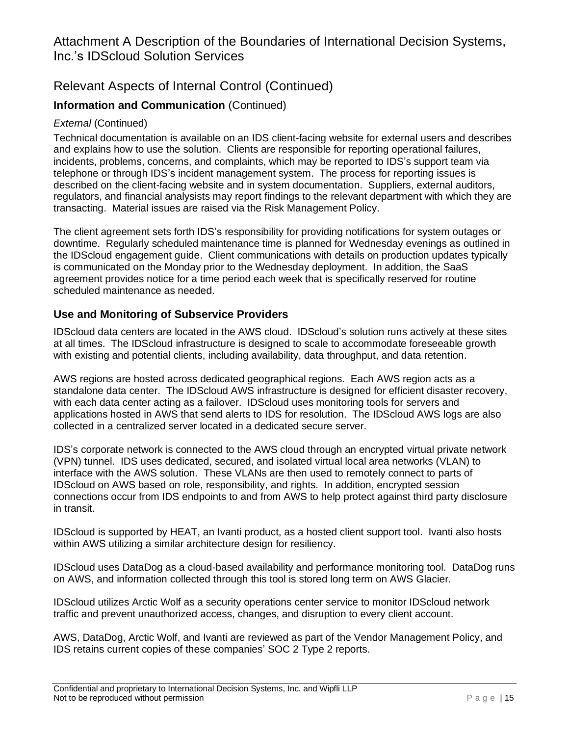# Attachment A Description of the Boundaries of International Decision Systems, Inc.'s IDScloud Solution Services

## Relevant Aspects of Internal Control (Continued)

### Information and Communication (Continued)

*External* (Continued)

Technical documentation is available on an IDS client-facing website for external users and describes and explains how to use the solution. Clients are responsible for reporting operational failures, incidents, problems, concerns, and complaints, which may be reported to IDS's support team via telephone or through IDS's incident management system. The process for reporting issues is described on the client-facing website and in system documentation. Suppliers, external auditors, regulators, and financial analysists may report findings to the relevant department with which they are transacting. Material issues are raised via the Risk Management Policy.

The client agreement sets forth IDS's responsibility for providing notifications for system outages or downtime. Regularly scheduled maintenance time is planned for Wednesday evenings as outlined in the IDScloud engagement guide. Client communications with details on production updates typically is communicated on the Monday prior to the Wednesday deployment. In addition, the SaaS agreement provides notice for a time period each week that is specifically reserved for routine scheduled maintenance as needed.

### Use and Monitoring of Subservice Providers

IDScloud data centers are located in the AWS cloud. IDScloud's solution runs actively at these sites at all times. The IDScloud infrastructure is designed to scale to accommodate foreseeable growth with existing and potential clients, including availability, data throughput, and data retention.

AWS regions are hosted across dedicated geographical regions. Each AWS region acts as a standalone data center. The IDScloud AWS infrastructure is designed for efficient disaster recovery, with each data center acting as a failover. IDScloud uses monitoring tools for servers and applications hosted in AWS that send alerts to IDS for resolution. The IDScloud AWS logs are also collected in a centralized server located in a dedicated secure server.

IDS's corporate network is connected to the AWS cloud through an encrypted virtual private network (VPN) tunnel. IDS uses dedicated, secured, and isolated virtual local area networks (VLAN) to interface with the AWS solution. These VLANs are then used to remotely connect to parts of IDScloud on AWS based on role, responsibility, and rights. In addition, encrypted session connections occur from IDS endpoints to and from AWS to help protect against third party disclosure in transit.

IDScloud is supported by HEAT, an Ivanti product, as a hosted client support tool. Ivanti also hosts within AWS utilizing a similar architecture design for resiliency.

IDScloud uses DataDog as a cloud-based availability and performance monitoring tool. DataDog runs on AWS, and information collected through this tool is stored long term on AWS Glacier.

IDScloud utilizes Arctic Wolf as a security operations center service to monitor IDScloud network traffic and prevent unauthorized access, changes, and disruption to every client account.

AWS, DataDog, Arctic Wolf, and Ivanti are reviewed as part of the Vendor Management Policy, and IDS retains current copies of these companies' SOC 2 Type 2 reports.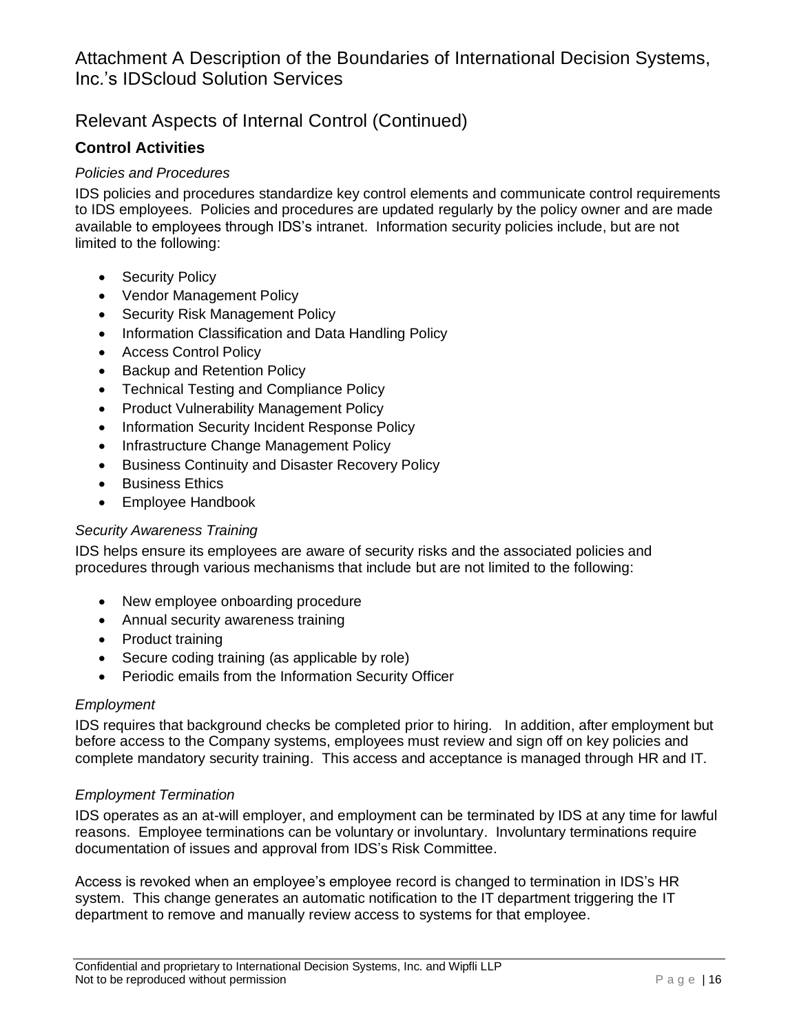# Attachment A Description of the Boundaries of International Decision Systems, Inc.'s IDScloud Solution Services

## Relevant Aspects of Internal Control (Continued)

### Control Activities

*Policies and Procedures*

IDS policies and procedures standardize key control elements and communicate control requirements to IDS employees. Policies and procedures are updated regularly by the policy owner and are made available to employees through IDS's intranet. Information security policies include, but are not limited to the following:

- Security Policy
- Vendor Management Policy
- Security Risk Management Policy
- Information Classification and Data Handling Policy
- Access Control Policy
- Backup and Retention Policy
- Technical Testing and Compliance Policy
- Product Vulnerability Management Policy
- Information Security Incident Response Policy
- Infrastructure Change Management Policy
- Business Continuity and Disaster Recovery Policy
- Business Ethics
- Employee Handbook

*Security Awareness Training*

IDS helps ensure its employees are aware of security risks and the associated policies and procedures through various mechanisms that include but are not limited to the following:

- New employee onboarding procedure
- Annual security awareness training
- Product training
- Secure coding training (as applicable by role)
- Periodic emails from the Information Security Officer

*Employment*

IDS requires that background checks be completed prior to hiring. In addition, after employment but before access to the Company systems, employees must review and sign off on key policies and complete mandatory security training. This access and acceptance is managed through HR and IT.

*Employment Termination*

IDS operates as an at-will employer, and employment can be terminated by IDS at any time for lawful reasons. Employee terminations can be voluntary or involuntary. Involuntary terminations require documentation of issues and approval from IDS's Risk Committee.

Access is revoked when an employee's employee record is changed to termination in IDS's HR system. This change generates an automatic notification to the IT department triggering the IT department to remove and manually review access to systems for that employee.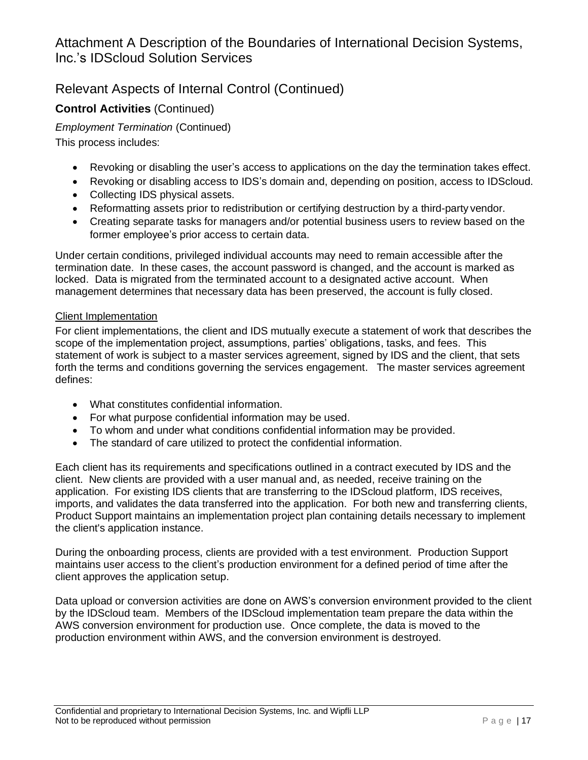# Attachment A Description of the Boundaries of International Decision Systems, Inc.'s IDScloud Solution Services

## Relevant Aspects of Internal Control (Continued)

### **Control Activities** (Continued)

*Employment Termination* (Continued)

This process includes:

- Revoking or disabling the user's access to applications on the day the termination takes effect.
- Revoking or disabling access to IDS's domain and, depending on position, access to IDScloud.
- Collecting IDS physical assets.
- Reformatting assets prior to redistribution or certifying destruction by a third-party vendor.
- Creating separate tasks for managers and/or potential business users to review based on the former employee's prior access to certain data.

Under certain conditions, privileged individual accounts may need to remain accessible after the termination date. In these cases, the account password is changed, and the account is marked as locked. Data is migrated from the terminated account to a designated active account. When management determines that necessary data has been preserved, the account is fully closed.

Client Implementation

For client implementations, the client and IDS mutually execute a statement of work that describes the scope of the implementation project, assumptions, parties' obligations, tasks, and fees. This statement of work is subject to a master services agreement, signed by IDS and the client, that sets forth the terms and conditions governing the services engagement. The master services agreement defines:

- What constitutes confidential information.
- For what purpose confidential information may be used.
- To whom and under what conditions confidential information may be provided.
- The standard of care utilized to protect the confidential information.

Each client has its requirements and specifications outlined in a contract executed by IDS and the client. New clients are provided with a user manual and, as needed, receive training on the application. For existing IDS clients that are transferring to the IDScloud platform, IDS receives, imports, and validates the data transferred into the application. For both new and transferring clients, Product Support maintains an implementation project plan containing details necessary to implement the client's application instance.

During the onboarding process, clients are provided with a test environment. Production Support maintains user access to the client's production environment for a defined period of time after the client approves the application setup.

Data upload or conversion activities are done on AWS's conversion environment provided to the client by the IDScloud team. Members of the IDScloud implementation team prepare the data within the AWS conversion environment for production use. Once complete, the data is moved to the production environment within AWS, and the conversion environment is destroyed.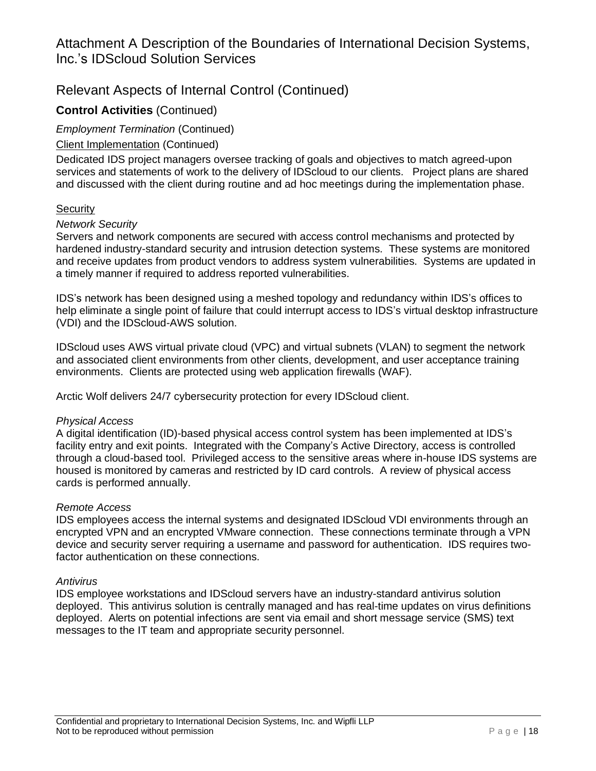# Attachment A Description of the Boundaries of International Decision Systems, Inc.'s IDScloud Solution Services

## Relevant Aspects of Internal Control (Continued)

### **Control Activities** (Continued)

*Employment Termination* (Continued)

Client Implementation (Continued)

Dedicated IDS project managers oversee tracking of goals and objectives to match agreed-upon services and statements of work to the delivery of IDScloud to our clients. Project plans are shared and discussed with the client during routine and ad hoc meetings during the implementation phase.

Security

*Network Security*

Servers and network components are secured with access control mechanisms and protected by hardened industry-standard security and intrusion detection systems. These systems are monitored and receive updates from product vendors to address system vulnerabilities. Systems are updated in a timely manner if required to address reported vulnerabilities.

IDS's network has been designed using a meshed topology and redundancy within IDS's offices to help eliminate a single point of failure that could interrupt access to IDS's virtual desktop infrastructure (VDI) and the IDScloud-AWS solution.

IDScloud uses AWS virtual private cloud (VPC) and virtual subnets (VLAN) to segment the network and associated client environments from other clients, development, and user acceptance training environments. Clients are protected using web application firewalls (WAF).

Arctic Wolf delivers 24/7 cybersecurity protection for every IDScloud client.

*Physical Access*

A digital identification (ID)-based physical access control system has been implemented at IDS's facility entry and exit points. Integrated with the Company's Active Directory, access is controlled through a cloud-based tool. Privileged access to the sensitive areas where in-house IDS systems are housed is monitored by cameras and restricted by ID card controls. A review of physical access cards is performed annually.

*Remote Access*

IDS employees access the internal systems and designated IDScloud VDI environments through an encrypted VPN and an encrypted VMware connection. These connections terminate through a VPN device and security server requiring a username and password for authentication. IDS requires two-factor authentication on these connections.

*Antivirus*

IDS employee workstations and IDScloud servers have an industry-standard antivirus solution deployed. This antivirus solution is centrally managed and has real-time updates on virus definitions deployed. Alerts on potential infections are sent via email and short message service (SMS) text messages to the IT team and appropriate security personnel.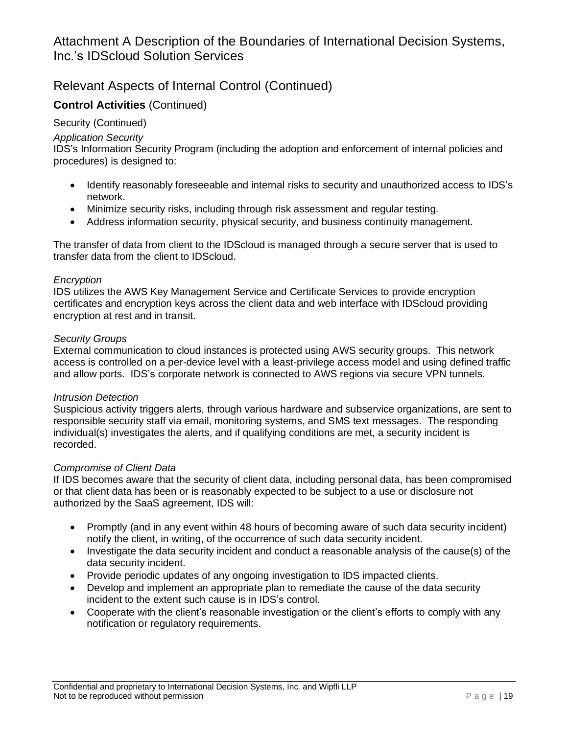# Attachment A Description of the Boundaries of International Decision Systems, Inc.'s IDScloud Solution Services

## Relevant Aspects of Internal Control (Continued)

### **Control Activities** (Continued)

Security (Continued)

*Application Security*

IDS's Information Security Program (including the adoption and enforcement of internal policies and procedures) is designed to:

- Identify reasonably foreseeable and internal risks to security and unauthorized access to IDS's network.
- Minimize security risks, including through risk assessment and regular testing.
- Address information security, physical security, and business continuity management.

The transfer of data from client to the IDScloud is managed through a secure server that is used to transfer data from the client to IDScloud.

*Encryption*

IDS utilizes the AWS Key Management Service and Certificate Services to provide encryption certificates and encryption keys across the client data and web interface with IDScloud providing encryption at rest and in transit.

*Security Groups*

External communication to cloud instances is protected using AWS security groups. This network access is controlled on a per-device level with a least-privilege access model and using defined traffic and allow ports. IDS's corporate network is connected to AWS regions via secure VPN tunnels.

*Intrusion Detection*

Suspicious activity triggers alerts, through various hardware and subservice organizations, are sent to responsible security staff via email, monitoring systems, and SMS text messages. The responding individual(s) investigates the alerts, and if qualifying conditions are met, a security incident is recorded.

*Compromise of Client Data*

If IDS becomes aware that the security of client data, including personal data, has been compromised or that client data has been or is reasonably expected to be subject to a use or disclosure not authorized by the SaaS agreement, IDS will:

- Promptly (and in any event within 48 hours of becoming aware of such data security incident) notify the client, in writing, of the occurrence of such data security incident.
- Investigate the data security incident and conduct a reasonable analysis of the cause(s) of the data security incident.
- Provide periodic updates of any ongoing investigation to IDS impacted clients.
- Develop and implement an appropriate plan to remediate the cause of the data security incident to the extent such cause is in IDS's control.
- Cooperate with the client's reasonable investigation or the client's efforts to comply with any notification or regulatory requirements.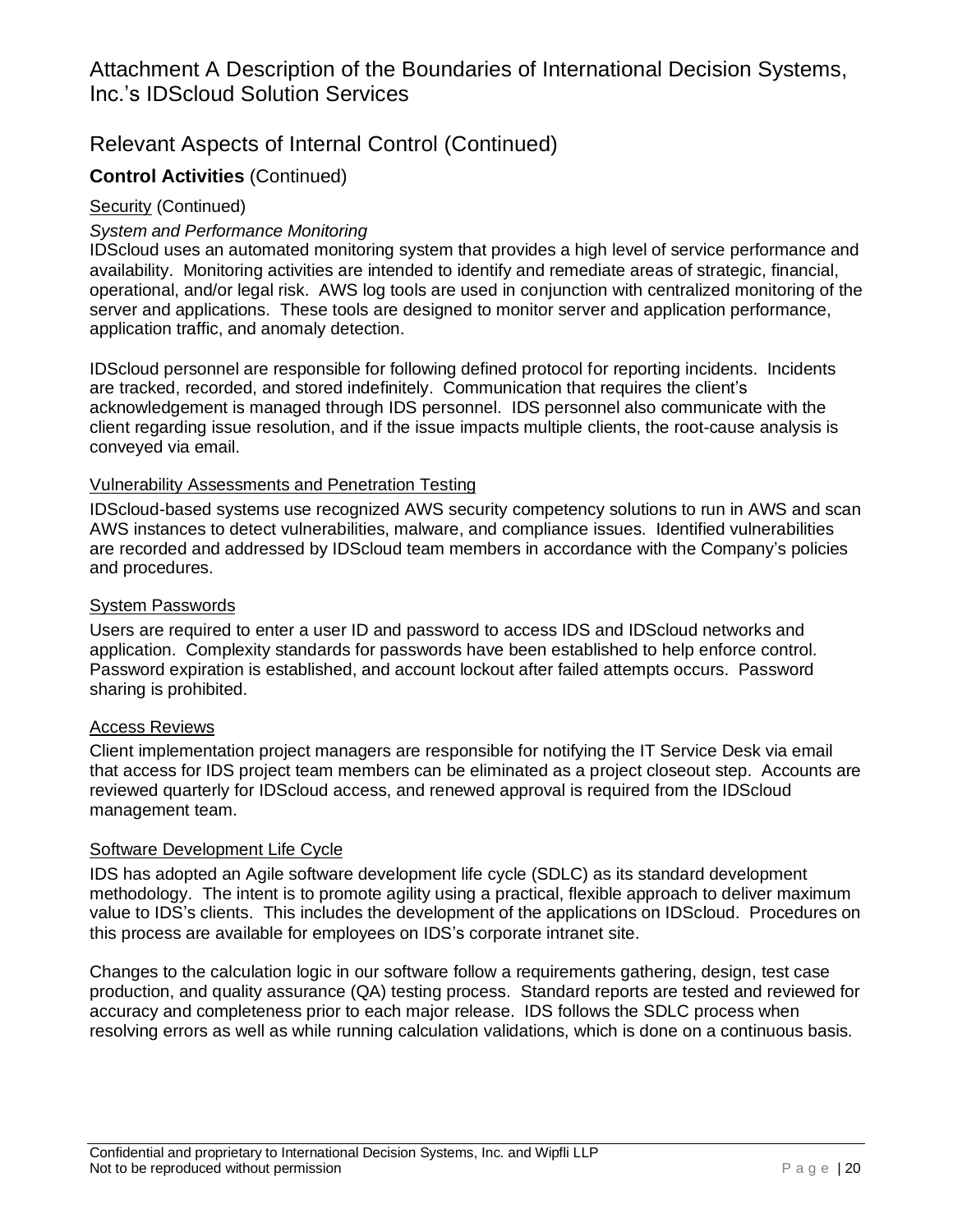# Attachment A Description of the Boundaries of International Decision Systems, Inc.'s IDScloud Solution Services

## Relevant Aspects of Internal Control (Continued)

### **Control Activities** (Continued)

Security (Continued)

*System and Performance Monitoring*

IDScloud uses an automated monitoring system that provides a high level of service performance and availability. Monitoring activities are intended to identify and remediate areas of strategic, financial, operational, and/or legal risk. AWS log tools are used in conjunction with centralized monitoring of the server and applications. These tools are designed to monitor server and application performance, application traffic, and anomaly detection.

IDScloud personnel are responsible for following defined protocol for reporting incidents. Incidents are tracked, recorded, and stored indefinitely. Communication that requires the client's acknowledgement is managed through IDS personnel. IDS personnel also communicate with the client regarding issue resolution, and if the issue impacts multiple clients, the root-cause analysis is conveyed via email.

Vulnerability Assessments and Penetration Testing

IDScloud-based systems use recognized AWS security competency solutions to run in AWS and scan AWS instances to detect vulnerabilities, malware, and compliance issues. Identified vulnerabilities are recorded and addressed by IDScloud team members in accordance with the Company's policies and procedures.

System Passwords

Users are required to enter a user ID and password to access IDS and IDScloud networks and application. Complexity standards for passwords have been established to help enforce control. Password expiration is established, and account lockout after failed attempts occurs. Password sharing is prohibited.

Access Reviews

Client implementation project managers are responsible for notifying the IT Service Desk via email that access for IDS project team members can be eliminated as a project closeout step. Accounts are reviewed quarterly for IDScloud access, and renewed approval is required from the IDScloud management team.

Software Development Life Cycle

IDS has adopted an Agile software development life cycle (SDLC) as its standard development methodology. The intent is to promote agility using a practical, flexible approach to deliver maximum value to IDS's clients. This includes the development of the applications on IDScloud. Procedures on this process are available for employees on IDS's corporate intranet site.

Changes to the calculation logic in our software follow a requirements gathering, design, test case production, and quality assurance (QA) testing process. Standard reports are tested and reviewed for accuracy and completeness prior to each major release. IDS follows the SDLC process when resolving errors as well as while running calculation validations, which is done on a continuous basis.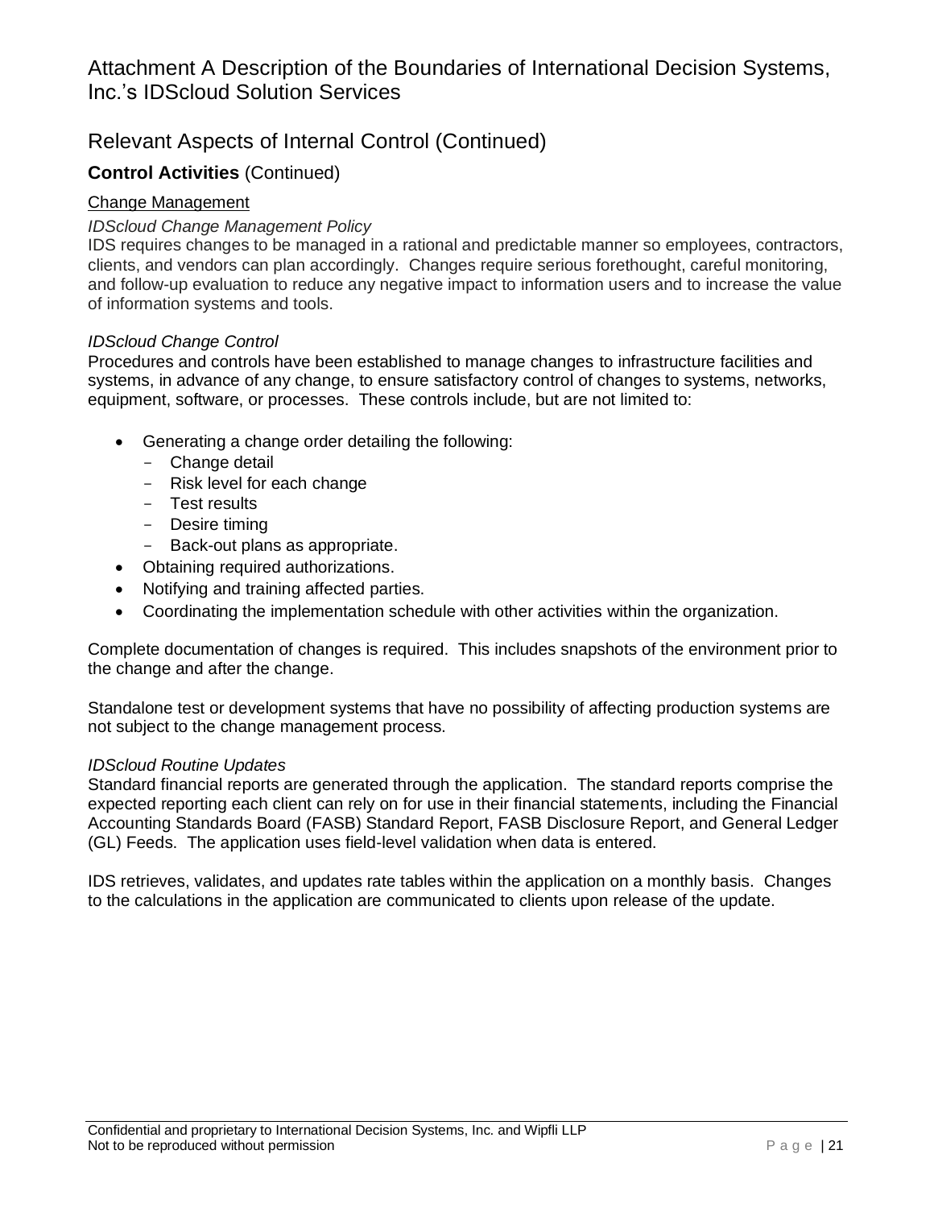# Attachment A Description of the Boundaries of International Decision Systems, Inc.'s IDScloud Solution Services

## Relevant Aspects of Internal Control (Continued)

### **Control Activities** (Continued)

Change Management

*IDScloud Change Management Policy*

IDS requires changes to be managed in a rational and predictable manner so employees, contractors, clients, and vendors can plan accordingly. Changes require serious forethought, careful monitoring, and follow-up evaluation to reduce any negative impact to information users and to increase the value of information systems and tools.

*IDScloud Change Control*

Procedures and controls have been established to manage changes to infrastructure facilities and systems, in advance of any change, to ensure satisfactory control of changes to systems, networks, equipment, software, or processes. These controls include, but are not limited to:

- Generating a change order detailing the following:
  - Change detail
  - Risk level for each change
  - Test results
  - Desire timing
  - Back-out plans as appropriate.
- Obtaining required authorizations.
- Notifying and training affected parties.
- Coordinating the implementation schedule with other activities within the organization.

Complete documentation of changes is required. This includes snapshots of the environment prior to the change and after the change.

Standalone test or development systems that have no possibility of affecting production systems are not subject to the change management process.

*IDScloud Routine Updates*

Standard financial reports are generated through the application. The standard reports comprise the expected reporting each client can rely on for use in their financial statements, including the Financial Accounting Standards Board (FASB) Standard Report, FASB Disclosure Report, and General Ledger (GL) Feeds. The application uses field-level validation when data is entered.

IDS retrieves, validates, and updates rate tables within the application on a monthly basis. Changes to the calculations in the application are communicated to clients upon release of the update.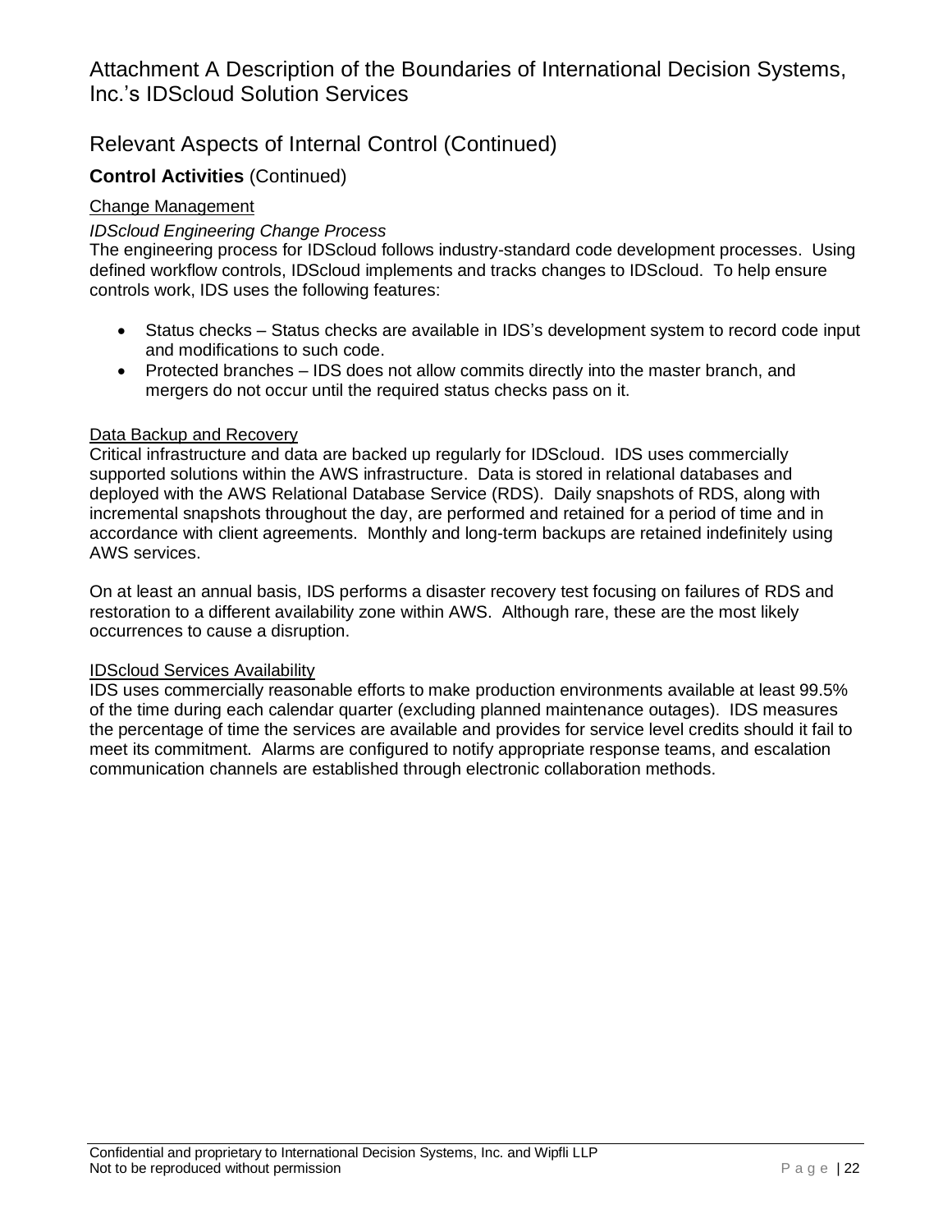# Attachment A Description of the Boundaries of International Decision Systems, Inc.'s IDScloud Solution Services

## Relevant Aspects of Internal Control (Continued)

### Control Activities (Continued)

Change Management

*IDScloud Engineering Change Process*

The engineering process for IDScloud follows industry-standard code development processes. Using defined workflow controls, IDScloud implements and tracks changes to IDScloud. To help ensure controls work, IDS uses the following features:

- Status checks – Status checks are available in IDS's development system to record code input and modifications to such code.
- Protected branches – IDS does not allow commits directly into the master branch, and mergers do not occur until the required status checks pass on it.

Data Backup and Recovery

Critical infrastructure and data are backed up regularly for IDScloud. IDS uses commercially supported solutions within the AWS infrastructure. Data is stored in relational databases and deployed with the AWS Relational Database Service (RDS). Daily snapshots of RDS, along with incremental snapshots throughout the day, are performed and retained for a period of time and in accordance with client agreements. Monthly and long-term backups are retained indefinitely using AWS services.

On at least an annual basis, IDS performs a disaster recovery test focusing on failures of RDS and restoration to a different availability zone within AWS. Although rare, these are the most likely occurrences to cause a disruption.

IDScloud Services Availability

IDS uses commercially reasonable efforts to make production environments available at least 99.5% of the time during each calendar quarter (excluding planned maintenance outages). IDS measures the percentage of time the services are available and provides for service level credits should it fail to meet its commitment. Alarms are configured to notify appropriate response teams, and escalation communication channels are established through electronic collaboration methods.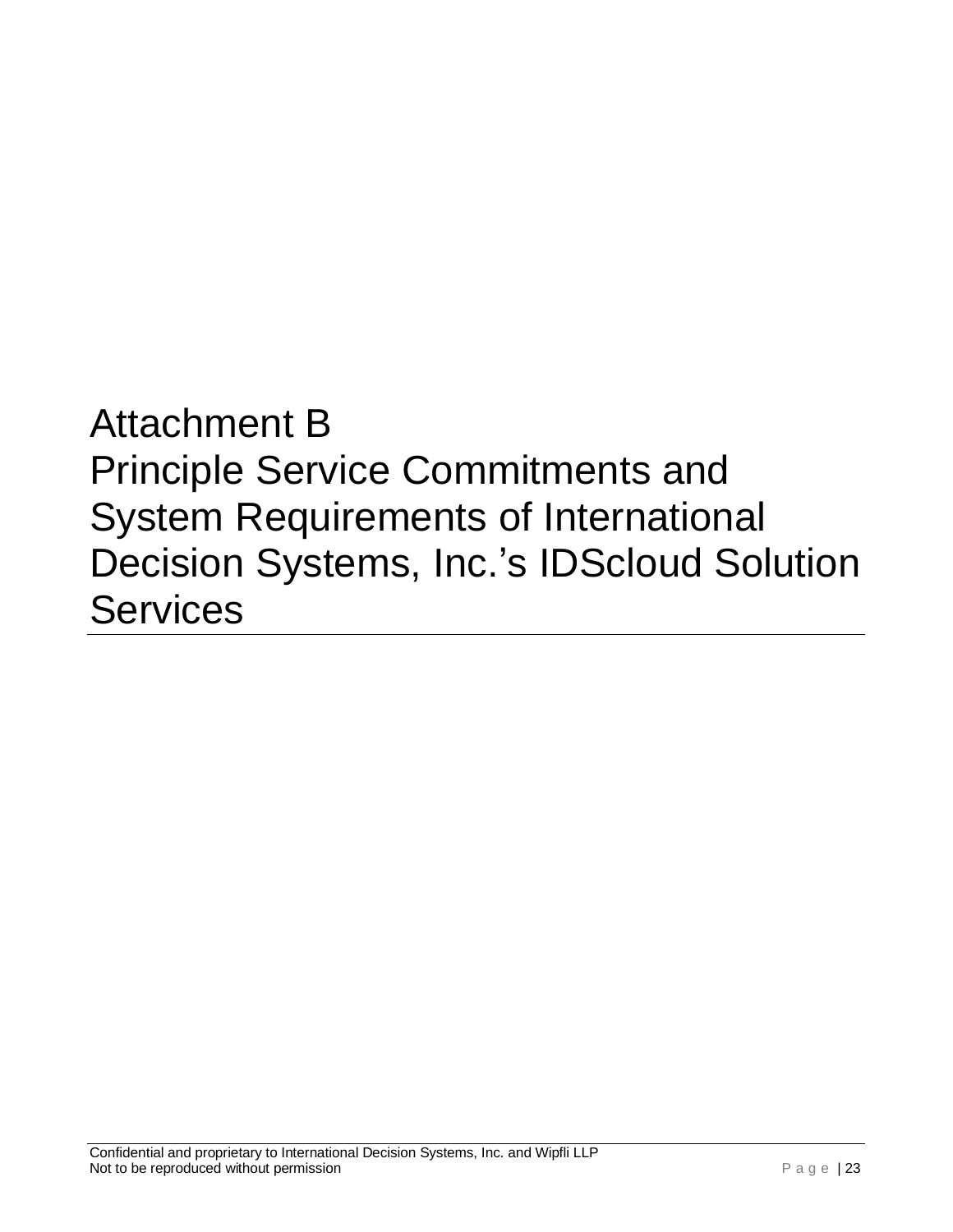# Attachment B
# Principle Service Commitments and System Requirements of International Decision Systems, Inc.'s IDScloud Solution Services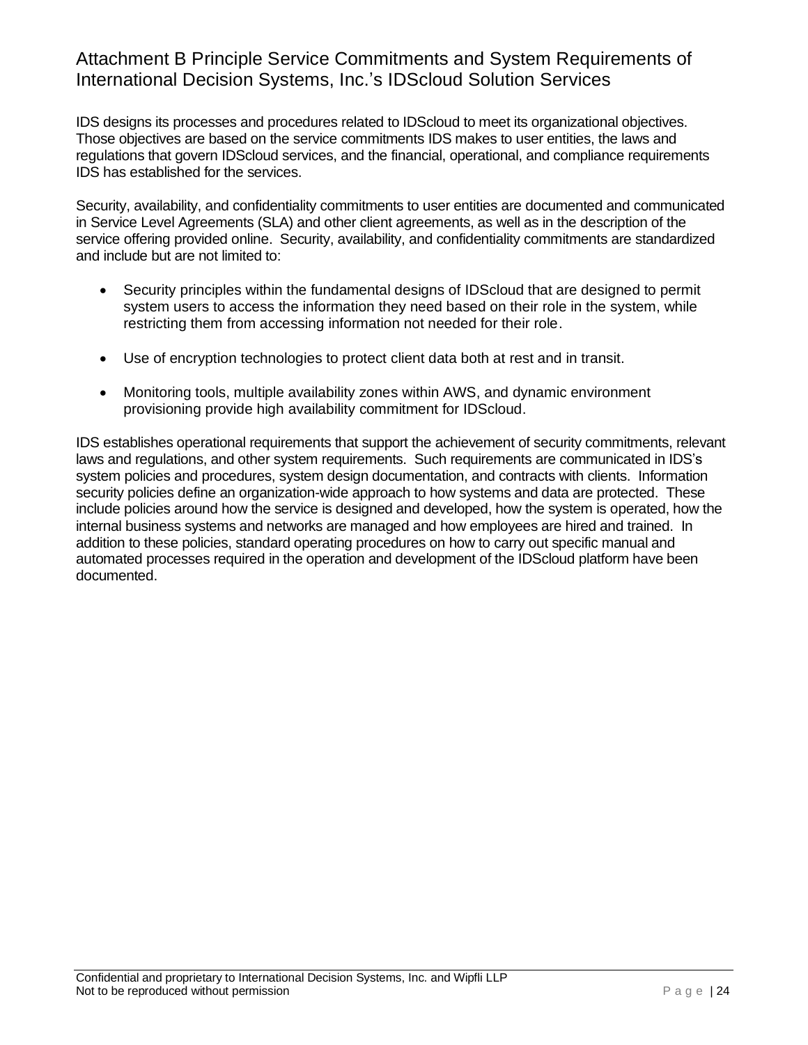# Attachment B Principle Service Commitments and System Requirements of International Decision Systems, Inc.'s IDScloud Solution Services

IDS designs its processes and procedures related to IDScloud to meet its organizational objectives. Those objectives are based on the service commitments IDS makes to user entities, the laws and regulations that govern IDScloud services, and the financial, operational, and compliance requirements IDS has established for the services.

Security, availability, and confidentiality commitments to user entities are documented and communicated in Service Level Agreements (SLA) and other client agreements, as well as in the description of the service offering provided online. Security, availability, and confidentiality commitments are standardized and include but are not limited to:

- Security principles within the fundamental designs of IDScloud that are designed to permit system users to access the information they need based on their role in the system, while restricting them from accessing information not needed for their role.
- Use of encryption technologies to protect client data both at rest and in transit.
- Monitoring tools, multiple availability zones within AWS, and dynamic environment provisioning provide high availability commitment for IDScloud.

IDS establishes operational requirements that support the achievement of security commitments, relevant laws and regulations, and other system requirements. Such requirements are communicated in IDS's system policies and procedures, system design documentation, and contracts with clients. Information security policies define an organization-wide approach to how systems and data are protected. These include policies around how the service is designed and developed, how the system is operated, how the internal business systems and networks are managed and how employees are hired and trained. In addition to these policies, standard operating procedures on how to carry out specific manual and automated processes required in the operation and development of the IDScloud platform have been documented.